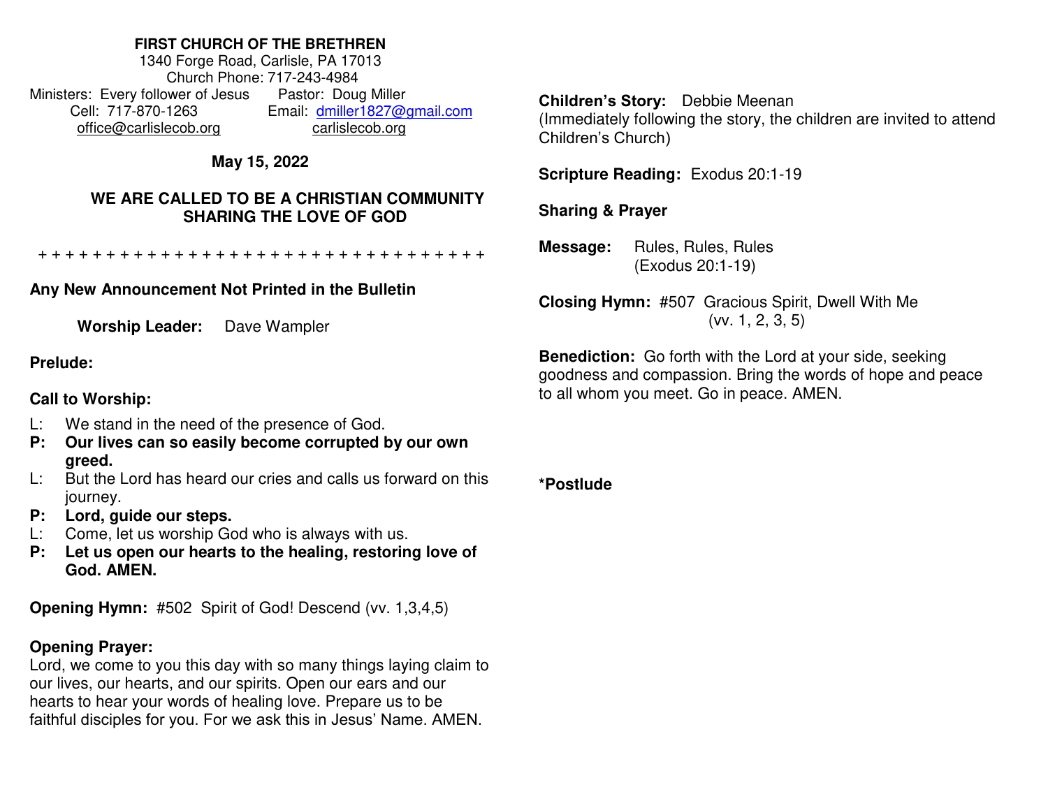**FIRST CHURCH OF THE BRETHREN**
1340 Forge Road, Carlisle, PA 17013
Church Phone: 717-243-4984

Ministers: Every follower of Jesus
Pastor: Doug Miller
Cell: 717-870-1263
Email: dmiller1827@gmail.com
office@carlislecob.org
carlislecob.org

**May 15, 2022**

**WE ARE CALLED TO BE A CHRISTIAN COMMUNITY SHARING THE LOVE OF GOD**

+ + + + + + + + + + + + + + + + + + + + + + + + + + + + + + + + + +

**Any New Announcement Not Printed in the Bulletin**

**Worship Leader:** Dave Wampler

**Prelude:**

**Call to Worship:**

L: We stand in the need of the presence of God.
**P: Our lives can so easily become corrupted by our own greed.**
L: But the Lord has heard our cries and calls us forward on this journey.
**P: Lord, guide our steps.**
L: Come, let us worship God who is always with us.
**P: Let us open our hearts to the healing, restoring love of God. AMEN.**

**Opening Hymn:** #502 Spirit of God! Descend (vv. 1,3,4,5)

**Opening Prayer:**
Lord, we come to you this day with so many things laying claim to our lives, our hearts, and our spirits. Open our ears and our hearts to hear your words of healing love. Prepare us to be faithful disciples for you. For we ask this in Jesus' Name. AMEN.

**Children's Story:** Debbie Meenan
(Immediately following the story, the children are invited to attend Children's Church)

**Scripture Reading:** Exodus 20:1-19

**Sharing & Prayer**

**Message:** Rules, Rules, Rules
(Exodus 20:1-19)

**Closing Hymn:** #507 Gracious Spirit, Dwell With Me
(vv. 1, 2, 3, 5)

**Benediction:** Go forth with the Lord at your side, seeking goodness and compassion. Bring the words of hope and peace to all whom you meet. Go in peace. AMEN.

**\*Postlude**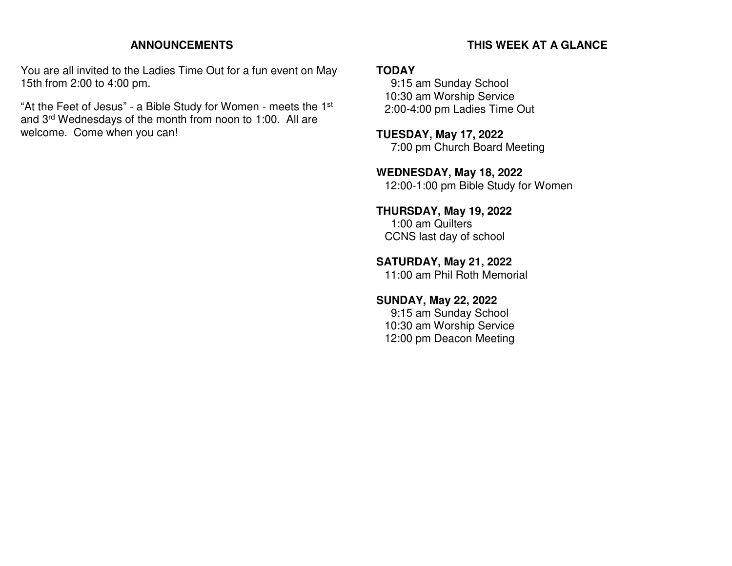## ANNOUNCEMENTS

You are all invited to the Ladies Time Out for a fun event on May 15th from 2:00 to 4:00 pm.

“At the Feet of Jesus” - a Bible Study for Women - meets the 1st and 3rd Wednesdays of the month from noon to 1:00. All are welcome. Come when you can!

## THIS WEEK AT A GLANCE

**TODAY**
9:15 am Sunday School
10:30 am Worship Service
2:00-4:00 pm Ladies Time Out

**TUESDAY, May 17, 2022**
7:00 pm Church Board Meeting

**WEDNESDAY, May 18, 2022**
12:00-1:00 pm Bible Study for Women

**THURSDAY, May 19, 2022**
1:00 am Quilters
CCNS last day of school

**SATURDAY, May 21, 2022**
11:00 am Phil Roth Memorial

**SUNDAY, May 22, 2022**
9:15 am Sunday School
10:30 am Worship Service
12:00 pm Deacon Meeting